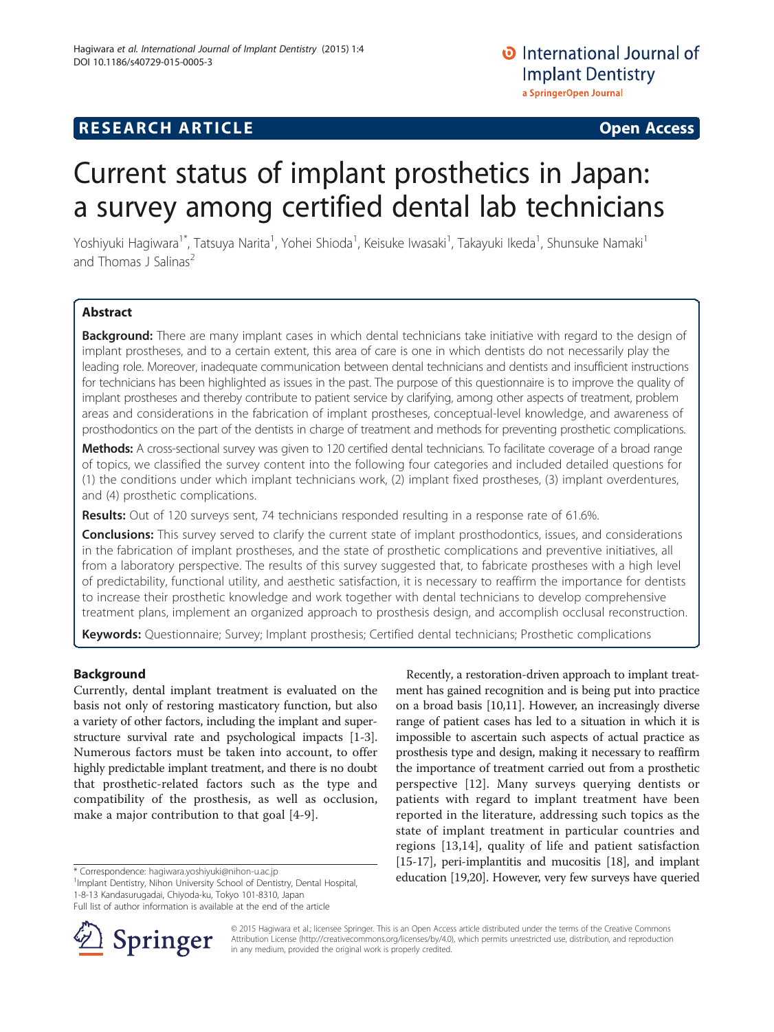**RESEARCH ARTICLE** **Open Access**

# Current status of implant prosthetics in Japan: a survey among certified dental lab technicians

Yoshiyuki Hagiwara[1*], Tatsuya Narita[1], Yohei Shioda[1], Keisuke Iwasaki[1], Takayuki Ikeda[1], Shunsuke Namaki[1] and Thomas J Salinas[2]

## Abstract

**Background:** There are many implant cases in which dental technicians take initiative with regard to the design of implant prostheses, and to a certain extent, this area of care is one in which dentists do not necessarily play the leading role. Moreover, inadequate communication between dental technicians and dentists and insufficient instructions for technicians has been highlighted as issues in the past. The purpose of this questionnaire is to improve the quality of implant prostheses and thereby contribute to patient service by clarifying, among other aspects of treatment, problem areas and considerations in the fabrication of implant prostheses, conceptual-level knowledge, and awareness of prosthodontics on the part of the dentists in charge of treatment and methods for preventing prosthetic complications.

**Methods:** A cross-sectional survey was given to 120 certified dental technicians. To facilitate coverage of a broad range of topics, we classified the survey content into the following four categories and included detailed questions for (1) the conditions under which implant technicians work, (2) implant fixed prostheses, (3) implant overdentures, and (4) prosthetic complications.

**Results:** Out of 120 surveys sent, 74 technicians responded resulting in a response rate of 61.6%.

**Conclusions:** This survey served to clarify the current state of implant prosthodontics, issues, and considerations in the fabrication of implant prostheses, and the state of prosthetic complications and preventive initiatives, all from a laboratory perspective. The results of this survey suggested that, to fabricate prostheses with a high level of predictability, functional utility, and aesthetic satisfaction, it is necessary to reaffirm the importance for dentists to increase their prosthetic knowledge and work together with dental technicians to develop comprehensive treatment plans, implement an organized approach to prosthesis design, and accomplish occlusal reconstruction.

**Keywords:** Questionnaire; Survey; Implant prosthesis; Certified dental technicians; Prosthetic complications

## Background

Currently, dental implant treatment is evaluated on the basis not only of restoring masticatory function, but also a variety of other factors, including the implant and superstructure survival rate and psychological impacts [1-3]. Numerous factors must be taken into account, to offer highly predictable implant treatment, and there is no doubt that prosthetic-related factors such as the type and compatibility of the prosthesis, as well as occlusion, make a major contribution to that goal [4-9].

Recently, a restoration-driven approach to implant treatment has gained recognition and is being put into practice on a broad basis [10,11]. However, an increasingly diverse range of patient cases has led to a situation in which it is impossible to ascertain such aspects of actual practice as prosthesis type and design, making it necessary to reaffirm the importance of treatment carried out from a prosthetic perspective [12]. Many surveys querying dentists or patients with regard to implant treatment have been reported in the literature, addressing such topics as the state of implant treatment in particular countries and regions [13,14], quality of life and patient satisfaction [15-17], peri-implantitis and mucositis [18], and implant education [19,20]. However, very few surveys have queried

\* Correspondence: hagiwara.yoshiyuki@nihon-u.ac.jp
[1]Implant Dentistry, Nihon University School of Dentistry, Dental Hospital, 1-8-13 Kandasurugadai, Chiyoda-ku, Tokyo 101-8310, Japan
Full list of author information is available at the end of the article

© 2015 Hagiwara et al.; licensee Springer. This is an Open Access article distributed under the terms of the Creative Commons Attribution License (http://creativecommons.org/licenses/by/4.0), which permits unrestricted use, distribution, and reproduction in any medium, provided the original work is properly credited.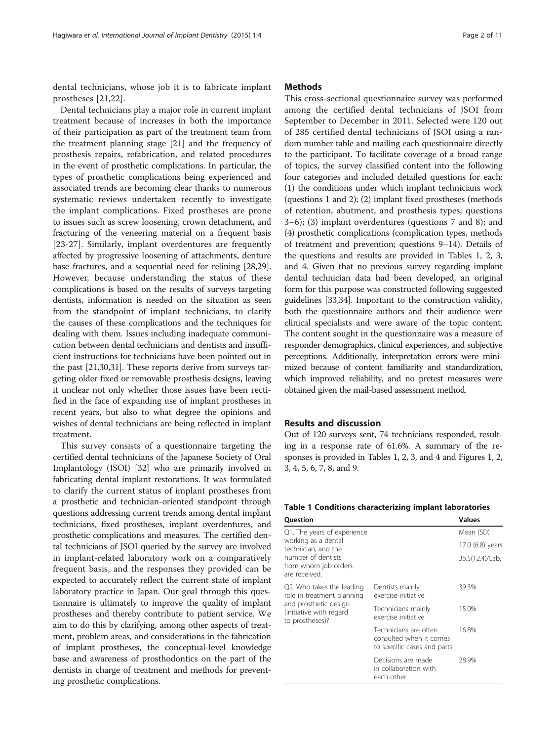dental technicians, whose job it is to fabricate implant prostheses [21,22].

Dental technicians play a major role in current implant treatment because of increases in both the importance of their participation as part of the treatment team from the treatment planning stage [21] and the frequency of prosthesis repairs, refabrication, and related procedures in the event of prosthetic complications. In particular, the types of prosthetic complications being experienced and associated trends are becoming clear thanks to numerous systematic reviews undertaken recently to investigate the implant complications. Fixed prostheses are prone to issues such as screw loosening, crown detachment, and fracturing of the veneering material on a frequent basis [23-27]. Similarly, implant overdentures are frequently affected by progressive loosening of attachments, denture base fractures, and a sequential need for relining [28,29]. However, because understanding the status of these complications is based on the results of surveys targeting dentists, information is needed on the situation as seen from the standpoint of implant technicians, to clarify the causes of these complications and the techniques for dealing with them. Issues including inadequate communication between dental technicians and dentists and insufficient instructions for technicians have been pointed out in the past [21,30,31]. These reports derive from surveys targeting older fixed or removable prosthesis designs, leaving it unclear not only whether those issues have been rectified in the face of expanding use of implant prostheses in recent years, but also to what degree the opinions and wishes of dental technicians are being reflected in implant treatment.

This survey consists of a questionnaire targeting the certified dental technicians of the Japanese Society of Oral Implantology (JSOI) [32] who are primarily involved in fabricating dental implant restorations. It was formulated to clarify the current status of implant prostheses from a prosthetic and technician-oriented standpoint through questions addressing current trends among dental implant technicians, fixed prostheses, implant overdentures, and prosthetic complications and measures. The certified dental technicians of JSOI queried by the survey are involved in implant-related laboratory work on a comparatively frequent basis, and the responses they provided can be expected to accurately reflect the current state of implant laboratory practice in Japan. Our goal through this questionnaire is ultimately to improve the quality of implant prostheses and thereby contribute to patient service. We aim to do this by clarifying, among other aspects of treatment, problem areas, and considerations in the fabrication of implant prostheses, the conceptual-level knowledge base and awareness of prosthodontics on the part of the dentists in charge of treatment and methods for preventing prosthetic complications.

## Methods

This cross-sectional questionnaire survey was performed among the certified dental technicians of JSOI from September to December in 2011. Selected were 120 out of 285 certified dental technicians of JSOI using a random number table and mailing each questionnaire directly to the participant. To facilitate coverage of a broad range of topics, the survey classified content into the following four categories and included detailed questions for each: (1) the conditions under which implant technicians work (questions 1 and 2); (2) implant fixed prostheses (methods of retention, abutment, and prosthesis types; questions 3–6); (3) implant overdentures (questions 7 and 8); and (4) prosthetic complications (complication types, methods of treatment and prevention; questions 9–14). Details of the questions and results are provided in Tables 1, 2, 3, and 4. Given that no previous survey regarding implant dental technician data had been developed, an original form for this purpose was constructed following suggested guidelines [33,34]. Important to the construction validity, both the questionnaire authors and their audience were clinical specialists and were aware of the topic content. The content sought in the questionnaire was a measure of responder demographics, clinical experiences, and subjective perceptions. Additionally, interpretation errors were minimized because of content familiarity and standardization, which improved reliability, and no pretest measures were obtained given the mail-based assessment method.

## Results and discussion

Out of 120 surveys sent, 74 technicians responded, resulting in a response rate of 61.6%. A summary of the responses is provided in Tables 1, 2, 3, and 4 and Figures 1, 2, 3, 4, 5, 6, 7, 8, and 9.

**Table 1 Conditions characterizing implant laboratories**

| Question | | Values |
|---|---|---|
| Q1. The years of experience working as a dental technician, and the number of dentists from whom job orders are received. | | Mean (SD) |
| | | 17.0 (6.8) years |
| | | 36.5(12.4)/Lab. |
| Q2. Who takes the leading role in treatment planning and prosthetic design (initiative with regard to prostheses)? | Dentists mainly exercise initiative | 39.3% |
| | Technicians mainly exercise initiative | 15.0% |
| | Technicians are often consulted when it comes to specific cases and parts | 16.8% |
| | Decisions are made in collaboration with each other | 28.9% |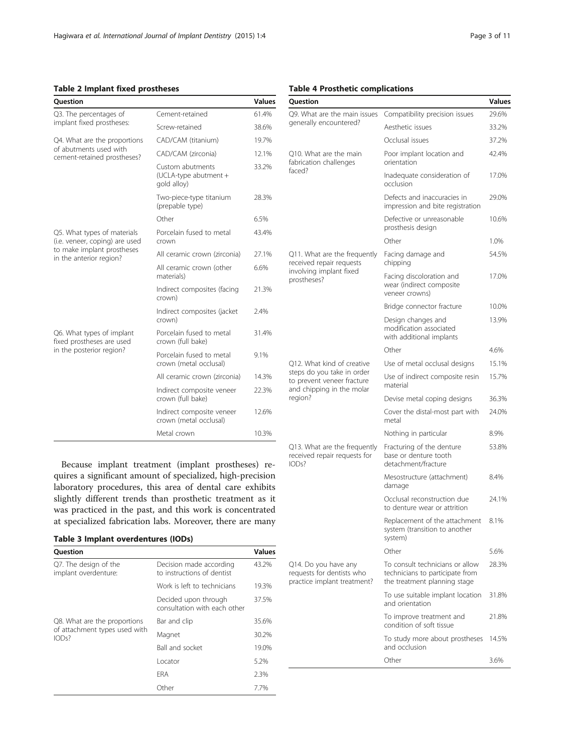**Table 2 Implant fixed prostheses**

| Question | | Values |
|---|---|---|
| Q3. The percentages of implant fixed prostheses: | Cement-retained | 61.4% |
| | Screw-retained | 38.6% |
| Q4. What are the proportions of abutments used with cement-retained prostheses? | CAD/CAM (titanium) | 19.7% |
| | CAD/CAM (zirconia) | 12.1% |
| | Custom abutments (UCLA-type abutment + gold alloy) | 33.2% |
| | Two-piece-type titanium (prepable type) | 28.3% |
| | Other | 6.5% |
| Q5. What types of materials (i.e. veneer, coping) are used to make implant prostheses in the anterior region? | Porcelain fused to metal crown | 43.4% |
| | All ceramic crown (zirconia) | 27.1% |
| | All ceramic crown (other materials) | 6.6% |
| | Indirect composites (facing crown) | 21.3% |
| | Indirect composites (jacket crown) | 2.4% |
| Q6. What types of implant fixed prostheses are used in the posterior region? | Porcelain fused to metal crown (full bake) | 31.4% |
| | Porcelain fused to metal crown (metal occlusal) | 9.1% |
| | All ceramic crown (zirconia) | 14.3% |
| | Indirect composite veneer crown (full bake) | 22.3% |
| | Indirect composite veneer crown (metal occlusal) | 12.6% |
| | Metal crown | 10.3% |

Because implant treatment (implant prostheses) requires a significant amount of specialized, high-precision laboratory procedures, this area of dental care exhibits slightly different trends than prosthetic treatment as it was practiced in the past, and this work is concentrated at specialized fabrication labs. Moreover, there are many

**Table 3 Implant overdentures (IODs)**

| Question | | Values |
|---|---|---|
| Q7. The design of the implant overdenture: | Decision made according to instructions of dentist | 43.2% |
| | Work is left to technicians | 19.3% |
| | Decided upon through consultation with each other | 37.5% |
| Q8. What are the proportions of attachment types used with IODs? | Bar and clip | 35.6% |
| | Magnet | 30.2% |
| | Ball and socket | 19.0% |
| | Locator | 5.2% |
| | ERA | 2.3% |
| | Other | 7.7% |

**Table 4 Prosthetic complications**

| Question | | Values |
|---|---|---|
| Q9. What are the main issues generally encountered? | Compatibility precision issues | 29.6% |
| | Aesthetic issues | 33.2% |
| | Occlusal issues | 37.2% |
| Q10. What are the main fabrication challenges faced? | Poor implant location and orientation | 42.4% |
| | Inadequate consideration of occlusion | 17.0% |
| | Defects and inaccuracies in impression and bite registration | 29.0% |
| | Defective or unreasonable prosthesis design | 10.6% |
| | Other | 1.0% |
| Q11. What are the frequently received repair requests involving implant fixed prostheses? | Facing damage and chipping | 54.5% |
| | Facing discoloration and wear (indirect composite veneer crowns) | 17.0% |
| | Bridge connector fracture | 10.0% |
| | Design changes and modification associated with additional implants | 13.9% |
| | Other | 4.6% |
| Q12. What kind of creative steps do you take in order to prevent veneer fracture and chipping in the molar region? | Use of metal occlusal designs | 15.1% |
| | Use of indirect composite resin material | 15.7% |
| | Devise metal coping designs | 36.3% |
| | Cover the distal-most part with metal | 24.0% |
| | Nothing in particular | 8.9% |
| Q13. What are the frequently received repair requests for IODs? | Fracturing of the denture base or denture tooth detachment/fracture | 53.8% |
| | Mesostructure (attachment) damage | 8.4% |
| | Occlusal reconstruction due to denture wear or attrition | 24.1% |
| | Replacement of the attachment system (transition to another system) | 8.1% |
| | Other | 5.6% |
| Q14. Do you have any requests for dentists who practice implant treatment? | To consult technicians or allow technicians to participate from the treatment planning stage | 28.3% |
| | To use suitable implant location and orientation | 31.8% |
| | To improve treatment and condition of soft tissue | 21.8% |
| | To study more about prostheses and occlusion | 14.5% |
| | Other | 3.6% |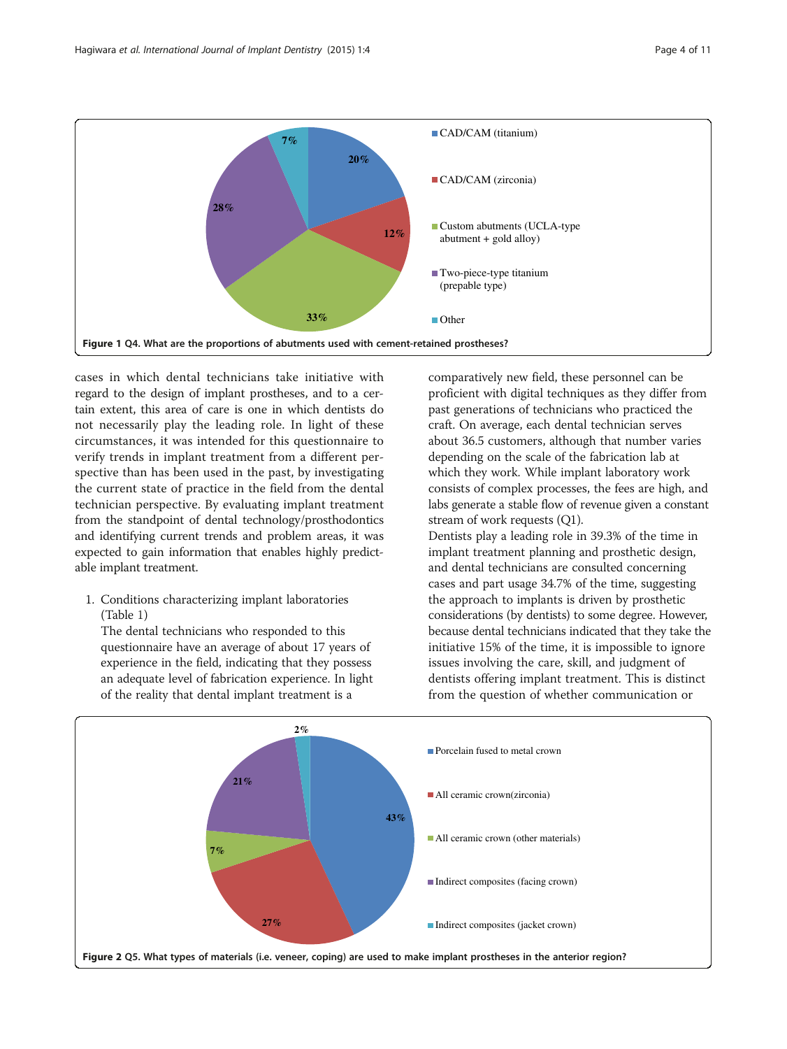Figure 1 Q4. What are the proportions of abutments used with cement-retained prostheses?

cases in which dental technicians take initiative with regard to the design of implant prostheses, and to a certain extent, this area of care is one in which dentists do not necessarily play the leading role. In light of these circumstances, it was intended for this questionnaire to verify trends in implant treatment from a different perspective than has been used in the past, by investigating the current state of practice in the field from the dental technician perspective. By evaluating implant treatment from the standpoint of dental technology/prosthodontics and identifying current trends and problem areas, it was expected to gain information that enables highly predictable implant treatment.

1. Conditions characterizing implant laboratories (Table 1)

   The dental technicians who responded to this questionnaire have an average of about 17 years of experience in the field, indicating that they possess an adequate level of fabrication experience. In light of the reality that dental implant treatment is a comparatively new field, these personnel can be proficient with digital techniques as they differ from past generations of technicians who practiced the craft. On average, each dental technician serves about 36.5 customers, although that number varies depending on the scale of the fabrication lab at which they work. While implant laboratory work consists of complex processes, the fees are high, and labs generate a stable flow of revenue given a constant stream of work requests (Q1).

   Dentists play a leading role in 39.3% of the time in implant treatment planning and prosthetic design, and dental technicians are consulted concerning cases and part usage 34.7% of the time, suggesting the approach to implants is driven by prosthetic considerations (by dentists) to some degree. However, because dental technicians indicated that they take the initiative 15% of the time, it is impossible to ignore issues involving the care, skill, and judgment of dentists offering implant treatment. This is distinct from the question of whether communication or

Figure 2 Q5. What types of materials (i.e. veneer, coping) are used to make implant prostheses in the anterior region?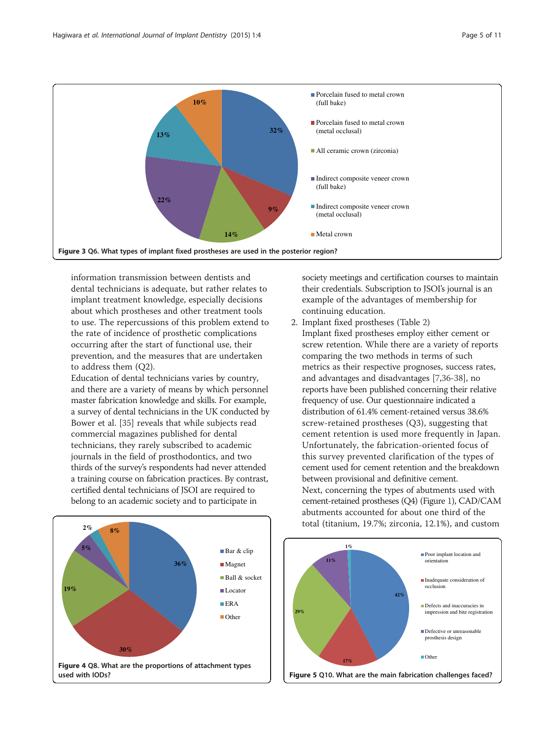information transmission between dentists and dental technicians is adequate, but rather relates to implant treatment knowledge, especially decisions about which prostheses and other treatment tools to use. The repercussions of this problem extend to the rate of incidence of prosthetic complications occurring after the start of functional use, their prevention, and the measures that are undertaken to address them (Q2).

Education of dental technicians varies by country, and there are a variety of means by which personnel master fabrication knowledge and skills. For example, a survey of dental technicians in the UK conducted by Bower et al. [35] reveals that while subjects read commercial magazines published for dental technicians, they rarely subscribed to academic journals in the field of prosthodontics, and two thirds of the survey's respondents had never attended a training course on fabrication practices. By contrast, certified dental technicians of JSOI are required to belong to an academic society and to participate in society meetings and certification courses to maintain their credentials. Subscription to JSOI's journal is an example of the advantages of membership for continuing education.

2. Implant fixed prostheses (Table 2)

Implant fixed prostheses employ either cement or screw retention. While there are a variety of reports comparing the two methods in terms of such metrics as their respective prognoses, success rates, and advantages and disadvantages [7,36-38], no reports have been published concerning their relative frequency of use. Our questionnaire indicated a distribution of 61.4% cement-retained versus 38.6% screw-retained prostheses (Q3), suggesting that cement retention is used more frequently in Japan. Unfortunately, the fabrication-oriented focus of this survey prevented clarification of the types of cement used for cement retention and the breakdown between provisional and definitive cement.

Next, concerning the types of abutments used with cement-retained prostheses (Q4) (Figure 1), CAD/CAM abutments accounted for about one third of the total (titanium, 19.7%; zirconia, 12.1%), and custom

**Figure 3 Q6. What types of implant fixed prostheses are used in the posterior region?**

**Figure 4 Q8. What are the proportions of attachment types used with IODs?**

**Figure 5 Q10. What are the main fabrication challenges faced?**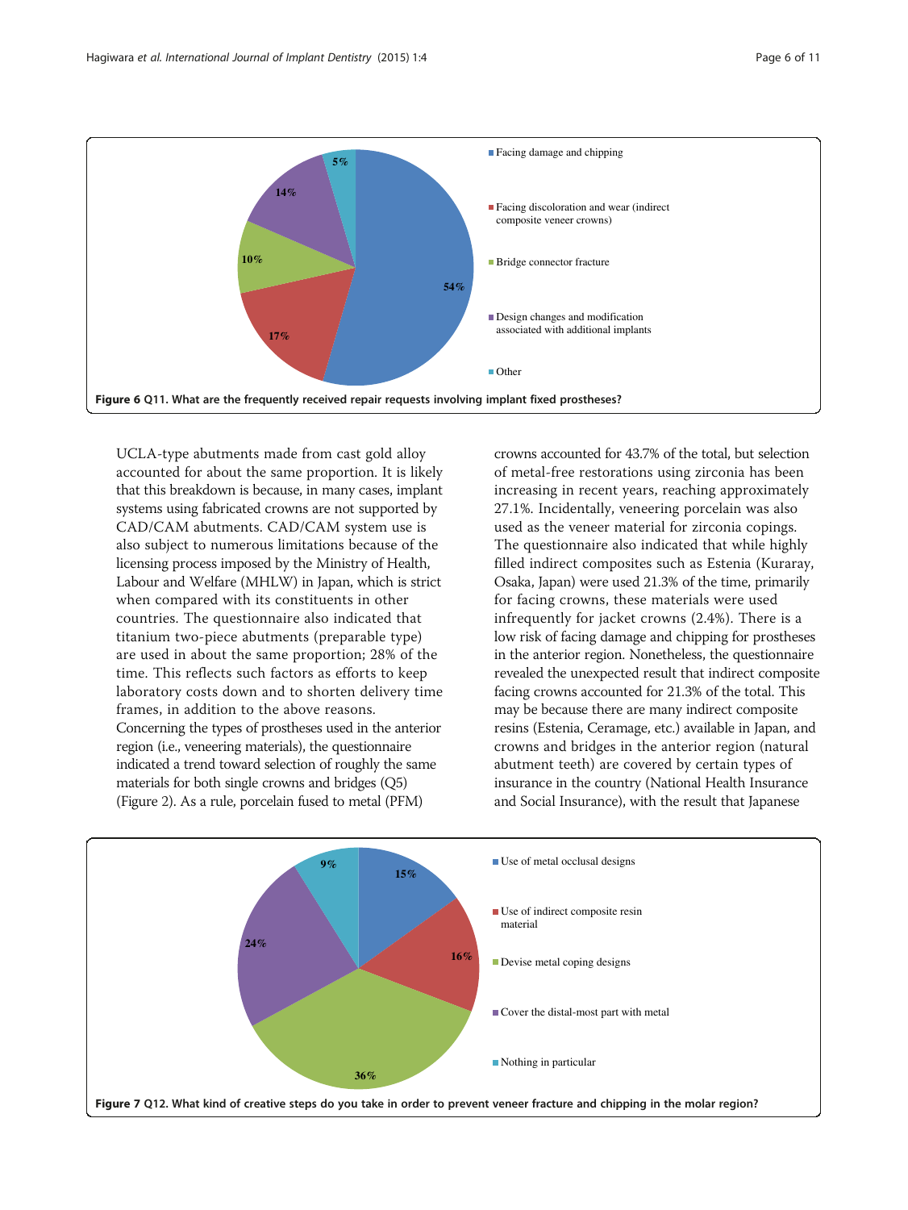Figure 6 Q11. What are the frequently received repair requests involving implant fixed prostheses?

UCLA-type abutments made from cast gold alloy accounted for about the same proportion. It is likely that this breakdown is because, in many cases, implant systems using fabricated crowns are not supported by CAD/CAM abutments. CAD/CAM system use is also subject to numerous limitations because of the licensing process imposed by the Ministry of Health, Labour and Welfare (MHLW) in Japan, which is strict when compared with its constituents in other countries. The questionnaire also indicated that titanium two-piece abutments (preparable type) are used in about the same proportion; 28% of the time. This reflects such factors as efforts to keep laboratory costs down and to shorten delivery time frames, in addition to the above reasons. Concerning the types of prostheses used in the anterior region (i.e., veneering materials), the questionnaire indicated a trend toward selection of roughly the same materials for both single crowns and bridges (Q5) (Figure 2). As a rule, porcelain fused to metal (PFM) crowns accounted for 43.7% of the total, but selection of metal-free restorations using zirconia has been increasing in recent years, reaching approximately 27.1%. Incidentally, veneering porcelain was also used as the veneer material for zirconia copings. The questionnaire also indicated that while highly filled indirect composites such as Estenia (Kuraray, Osaka, Japan) were used 21.3% of the time, primarily for facing crowns, these materials were used infrequently for jacket crowns (2.4%). There is a low risk of facing damage and chipping for prostheses in the anterior region. Nonetheless, the questionnaire revealed the unexpected result that indirect composite facing crowns accounted for 21.3% of the total. This may be because there are many indirect composite resins (Estenia, Ceramage, etc.) available in Japan, and crowns and bridges in the anterior region (natural abutment teeth) are covered by certain types of insurance in the country (National Health Insurance and Social Insurance), with the result that Japanese

Figure 7 Q12. What kind of creative steps do you take in order to prevent veneer fracture and chipping in the molar region?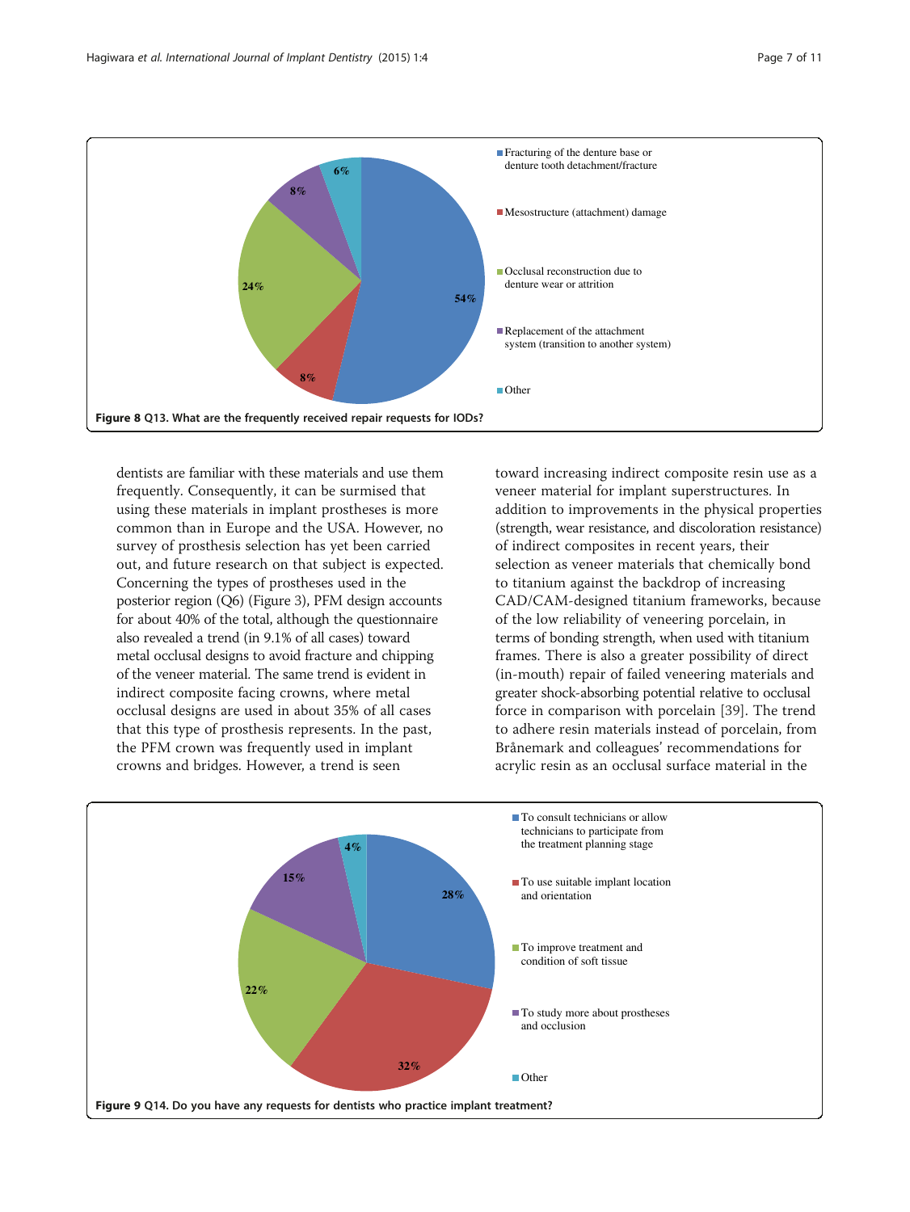Figure 8 Q13. What are the frequently received repair requests for IODs?

dentists are familiar with these materials and use them frequently. Consequently, it can be surmised that using these materials in implant prostheses is more common than in Europe and the USA. However, no survey of prosthesis selection has yet been carried out, and future research on that subject is expected. Concerning the types of prostheses used in the posterior region (Q6) (Figure 3), PFM design accounts for about 40% of the total, although the questionnaire also revealed a trend (in 9.1% of all cases) toward metal occlusal designs to avoid fracture and chipping of the veneer material. The same trend is evident in indirect composite facing crowns, where metal occlusal designs are used in about 35% of all cases that this type of prosthesis represents. In the past, the PFM crown was frequently used in implant crowns and bridges. However, a trend is seen toward increasing indirect composite resin use as a veneer material for implant superstructures. In addition to improvements in the physical properties (strength, wear resistance, and discoloration resistance) of indirect composites in recent years, their selection as veneer materials that chemically bond to titanium against the backdrop of increasing CAD/CAM-designed titanium frameworks, because of the low reliability of veneering porcelain, in terms of bonding strength, when used with titanium frames. There is also a greater possibility of direct (in-mouth) repair of failed veneering materials and greater shock-absorbing potential relative to occlusal force in comparison with porcelain [39]. The trend to adhere resin materials instead of porcelain, from Brånemark and colleagues' recommendations for acrylic resin as an occlusal surface material in the

Figure 9 Q14. Do you have any requests for dentists who practice implant treatment?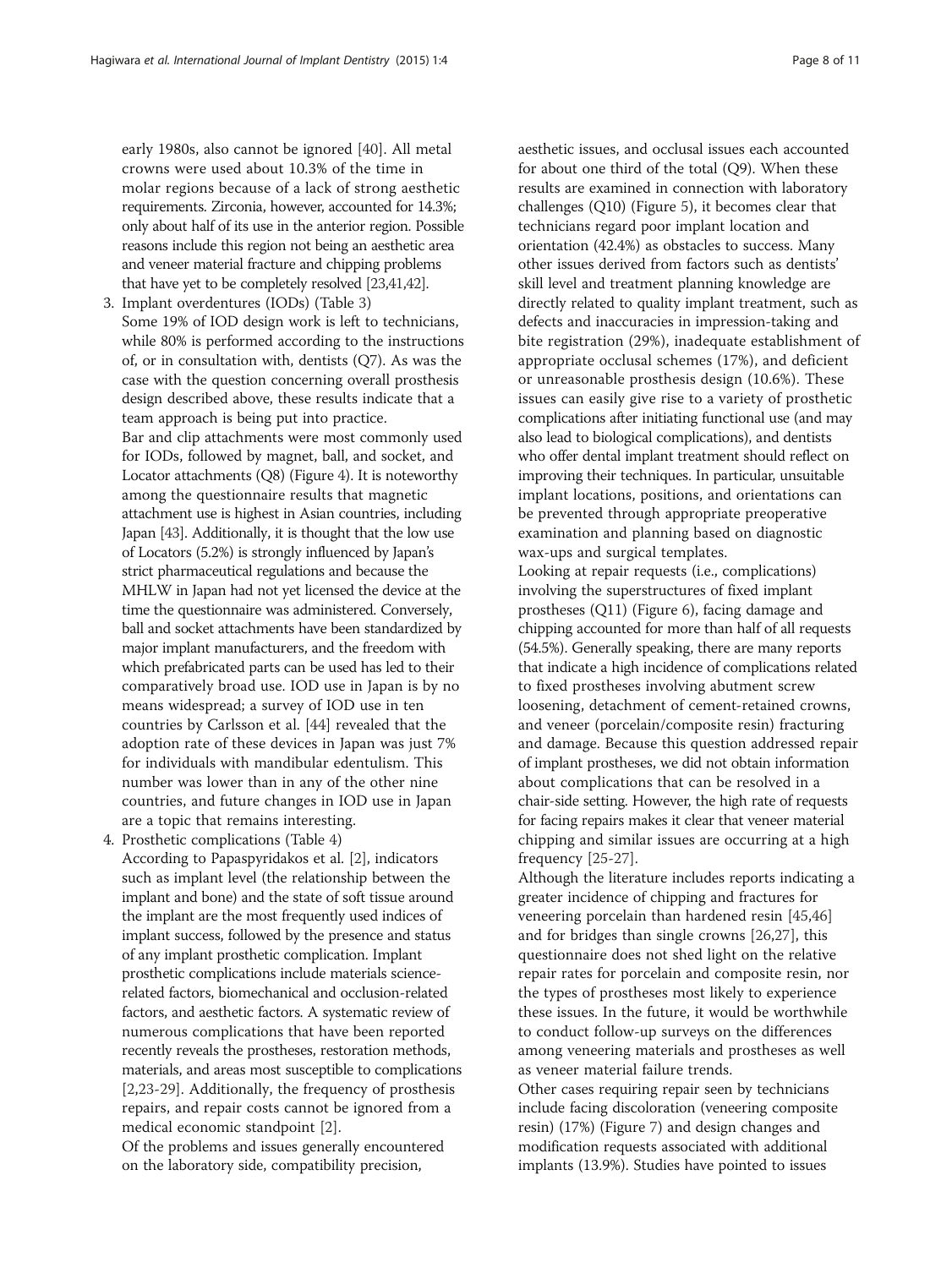early 1980s, also cannot be ignored [40]. All metal crowns were used about 10.3% of the time in molar regions because of a lack of strong aesthetic requirements. Zirconia, however, accounted for 14.3%; only about half of its use in the anterior region. Possible reasons include this region not being an aesthetic area and veneer material fracture and chipping problems that have yet to be completely resolved [23,41,42].

3. Implant overdentures (IODs) (Table 3)
   Some 19% of IOD design work is left to technicians, while 80% is performed according to the instructions of, or in consultation with, dentists (Q7). As was the case with the question concerning overall prosthesis design described above, these results indicate that a team approach is being put into practice.
   Bar and clip attachments were most commonly used for IODs, followed by magnet, ball, and socket, and Locator attachments (Q8) (Figure 4). It is noteworthy among the questionnaire results that magnetic attachment use is highest in Asian countries, including Japan [43]. Additionally, it is thought that the low use of Locators (5.2%) is strongly influenced by Japan's strict pharmaceutical regulations and because the MHLW in Japan had not yet licensed the device at the time the questionnaire was administered. Conversely, ball and socket attachments have been standardized by major implant manufacturers, and the freedom with which prefabricated parts can be used has led to their comparatively broad use. IOD use in Japan is by no means widespread; a survey of IOD use in ten countries by Carlsson et al. [44] revealed that the adoption rate of these devices in Japan was just 7% for individuals with mandibular edentulism. This number was lower than in any of the other nine countries, and future changes in IOD use in Japan are a topic that remains interesting.

4. Prosthetic complications (Table 4)
   According to Papaspyridakos et al. [2], indicators such as implant level (the relationship between the implant and bone) and the state of soft tissue around the implant are the most frequently used indices of implant success, followed by the presence and status of any implant prosthetic complication. Implant prosthetic complications include materials science-related factors, biomechanical and occlusion-related factors, and aesthetic factors. A systematic review of numerous complications that have been reported recently reveals the prostheses, restoration methods, materials, and areas most susceptible to complications [2,23-29]. Additionally, the frequency of prosthesis repairs, and repair costs cannot be ignored from a medical economic standpoint [2].
   Of the problems and issues generally encountered on the laboratory side, compatibility precision, aesthetic issues, and occlusal issues each accounted for about one third of the total (Q9). When these results are examined in connection with laboratory challenges (Q10) (Figure 5), it becomes clear that technicians regard poor implant location and orientation (42.4%) as obstacles to success. Many other issues derived from factors such as dentists' skill level and treatment planning knowledge are directly related to quality implant treatment, such as defects and inaccuracies in impression-taking and bite registration (29%), inadequate establishment of appropriate occlusal schemes (17%), and deficient or unreasonable prosthesis design (10.6%). These issues can easily give rise to a variety of prosthetic complications after initiating functional use (and may also lead to biological complications), and dentists who offer dental implant treatment should reflect on improving their techniques. In particular, unsuitable implant locations, positions, and orientations can be prevented through appropriate preoperative examination and planning based on diagnostic wax-ups and surgical templates.
   Looking at repair requests (i.e., complications) involving the superstructures of fixed implant prostheses (Q11) (Figure 6), facing damage and chipping accounted for more than half of all requests (54.5%). Generally speaking, there are many reports that indicate a high incidence of complications related to fixed prostheses involving abutment screw loosening, detachment of cement-retained crowns, and veneer (porcelain/composite resin) fracturing and damage. Because this question addressed repair of implant prostheses, we did not obtain information about complications that can be resolved in a chair-side setting. However, the high rate of requests for facing repairs makes it clear that veneer material chipping and similar issues are occurring at a high frequency [25-27].
   Although the literature includes reports indicating a greater incidence of chipping and fractures for veneering porcelain than hardened resin [45,46] and for bridges than single crowns [26,27], this questionnaire does not shed light on the relative repair rates for porcelain and composite resin, nor the types of prostheses most likely to experience these issues. In the future, it would be worthwhile to conduct follow-up surveys on the differences among veneering materials and prostheses as well as veneer material failure trends.
   Other cases requiring repair seen by technicians include facing discoloration (veneering composite resin) (17%) (Figure 7) and design changes and modification requests associated with additional implants (13.9%). Studies have pointed to issues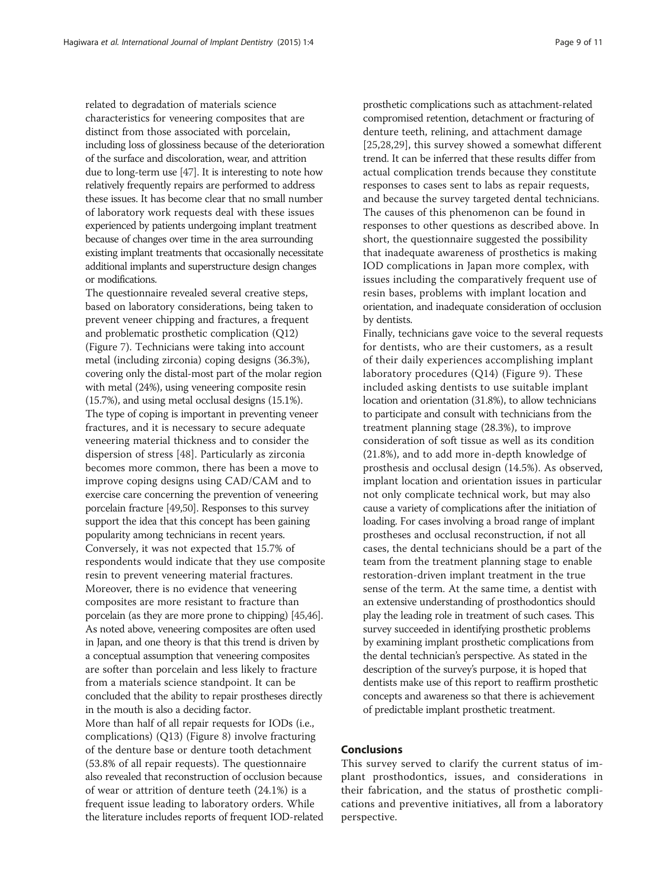related to degradation of materials science characteristics for veneering composites that are distinct from those associated with porcelain, including loss of glossiness because of the deterioration of the surface and discoloration, wear, and attrition due to long-term use [47]. It is interesting to note how relatively frequently repairs are performed to address these issues. It has become clear that no small number of laboratory work requests deal with these issues experienced by patients undergoing implant treatment because of changes over time in the area surrounding existing implant treatments that occasionally necessitate additional implants and superstructure design changes or modifications.

The questionnaire revealed several creative steps, based on laboratory considerations, being taken to prevent veneer chipping and fractures, a frequent and problematic prosthetic complication (Q12) (Figure 7). Technicians were taking into account metal (including zirconia) coping designs (36.3%), covering only the distal-most part of the molar region with metal (24%), using veneering composite resin (15.7%), and using metal occlusal designs (15.1%). The type of coping is important in preventing veneer fractures, and it is necessary to secure adequate veneering material thickness and to consider the dispersion of stress [48]. Particularly as zirconia becomes more common, there has been a move to improve coping designs using CAD/CAM and to exercise care concerning the prevention of veneering porcelain fracture [49,50]. Responses to this survey support the idea that this concept has been gaining popularity among technicians in recent years. Conversely, it was not expected that 15.7% of respondents would indicate that they use composite resin to prevent veneering material fractures. Moreover, there is no evidence that veneering composites are more resistant to fracture than porcelain (as they are more prone to chipping) [45,46]. As noted above, veneering composites are often used in Japan, and one theory is that this trend is driven by a conceptual assumption that veneering composites are softer than porcelain and less likely to fracture from a materials science standpoint. It can be concluded that the ability to repair prostheses directly in the mouth is also a deciding factor.

More than half of all repair requests for IODs (i.e., complications) (Q13) (Figure 8) involve fracturing of the denture base or denture tooth detachment (53.8% of all repair requests). The questionnaire also revealed that reconstruction of occlusion because of wear or attrition of denture teeth (24.1%) is a frequent issue leading to laboratory orders. While the literature includes reports of frequent IOD-related prosthetic complications such as attachment-related compromised retention, detachment or fracturing of denture teeth, relining, and attachment damage [25,28,29], this survey showed a somewhat different trend. It can be inferred that these results differ from actual complication trends because they constitute responses to cases sent to labs as repair requests, and because the survey targeted dental technicians. The causes of this phenomenon can be found in responses to other questions as described above. In short, the questionnaire suggested the possibility that inadequate awareness of prosthetics is making IOD complications in Japan more complex, with issues including the comparatively frequent use of resin bases, problems with implant location and orientation, and inadequate consideration of occlusion by dentists.

Finally, technicians gave voice to the several requests for dentists, who are their customers, as a result of their daily experiences accomplishing implant laboratory procedures (Q14) (Figure 9). These included asking dentists to use suitable implant location and orientation (31.8%), to allow technicians to participate and consult with technicians from the treatment planning stage (28.3%), to improve consideration of soft tissue as well as its condition (21.8%), and to add more in-depth knowledge of prosthesis and occlusal design (14.5%). As observed, implant location and orientation issues in particular not only complicate technical work, but may also cause a variety of complications after the initiation of loading. For cases involving a broad range of implant prostheses and occlusal reconstruction, if not all cases, the dental technicians should be a part of the team from the treatment planning stage to enable restoration-driven implant treatment in the true sense of the term. At the same time, a dentist with an extensive understanding of prosthodontics should play the leading role in treatment of such cases. This survey succeeded in identifying prosthetic problems by examining implant prosthetic complications from the dental technician's perspective. As stated in the description of the survey's purpose, it is hoped that dentists make use of this report to reaffirm prosthetic concepts and awareness so that there is achievement of predictable implant prosthetic treatment.

## Conclusions

This survey served to clarify the current status of implant prosthodontics, issues, and considerations in their fabrication, and the status of prosthetic complications and preventive initiatives, all from a laboratory perspective.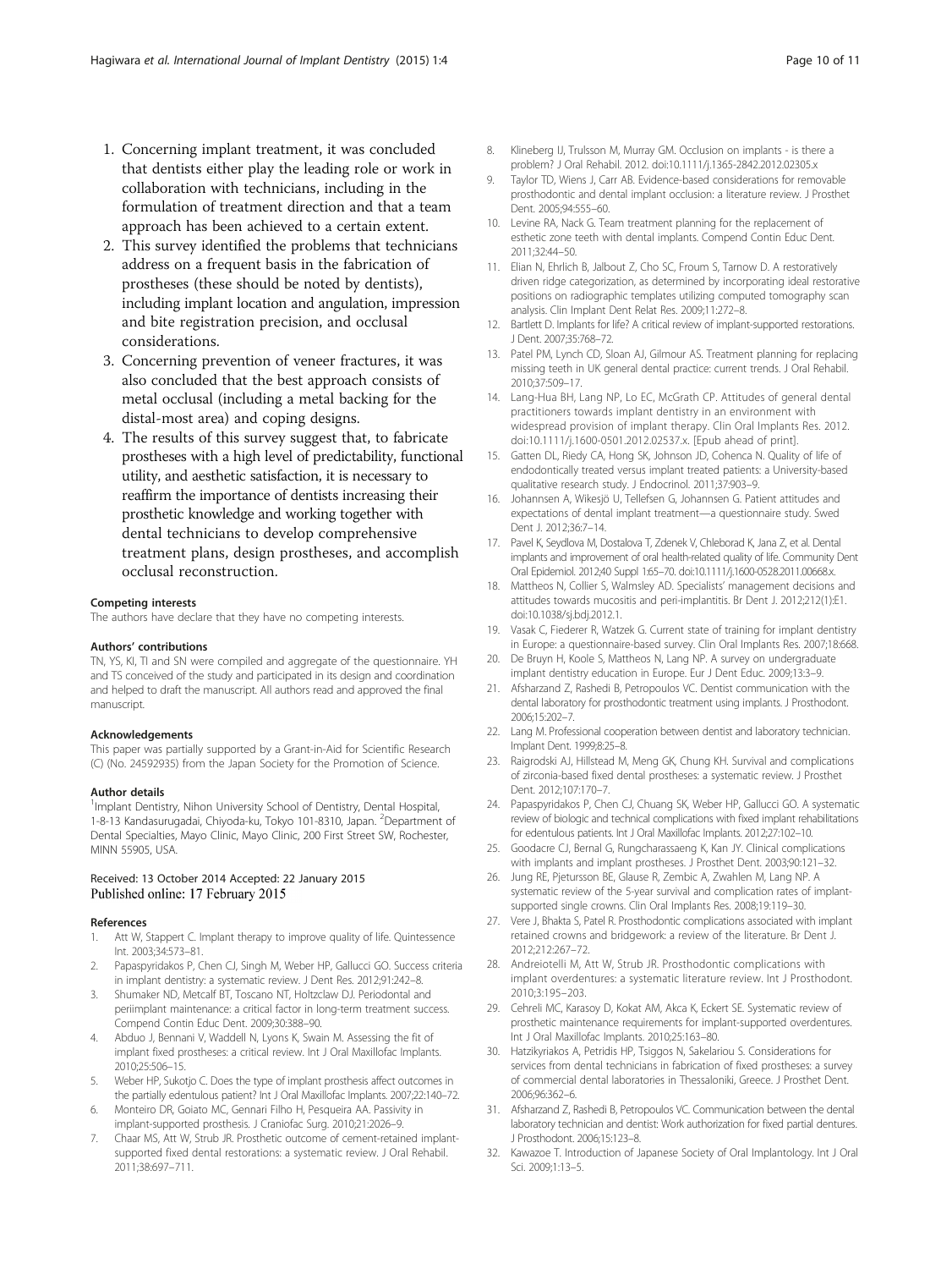1. Concerning implant treatment, it was concluded that dentists either play the leading role or work in collaboration with technicians, including in the formulation of treatment direction and that a team approach has been achieved to a certain extent.
2. This survey identified the problems that technicians address on a frequent basis in the fabrication of prostheses (these should be noted by dentists), including implant location and angulation, impression and bite registration precision, and occlusal considerations.
3. Concerning prevention of veneer fractures, it was also concluded that the best approach consists of metal occlusal (including a metal backing for the distal-most area) and coping designs.
4. The results of this survey suggest that, to fabricate prostheses with a high level of predictability, functional utility, and aesthetic satisfaction, it is necessary to reaffirm the importance of dentists increasing their prosthetic knowledge and working together with dental technicians to develop comprehensive treatment plans, design prostheses, and accomplish occlusal reconstruction.

#### Competing interests
The authors have declare that they have no competing interests.

#### Authors' contributions
TN, YS, KI, TI and SN were compiled and aggregate of the questionnaire. YH and TS conceived of the study and participated in its design and coordination and helped to draft the manuscript. All authors read and approved the final manuscript.

#### Acknowledgements
This paper was partially supported by a Grant-in-Aid for Scientific Research (C) (No. 24592935) from the Japan Society for the Promotion of Science.

#### Author details
[1]Implant Dentistry, Nihon University School of Dentistry, Dental Hospital, 1-8-13 Kandasurugadai, Chiyoda-ku, Tokyo 101-8310, Japan. [2]Department of Dental Specialties, Mayo Clinic, Mayo Clinic, 200 First Street SW, Rochester, MINN 55905, USA.

Received: 13 October 2014 Accepted: 22 January 2015
Published online: 17 February 2015

#### References
1. Att W, Stappert C. Implant therapy to improve quality of life. Quintessence Int. 2003;34:573–81.
2. Papaspyridakos P, Chen CJ, Singh M, Weber HP, Gallucci GO. Success criteria in implant dentistry: a systematic review. J Dent Res. 2012;91:242–8.
3. Shumaker ND, Metcalf BT, Toscano NT, Holtzclaw DJ. Periodontal and periimplant maintenance: a critical factor in long-term treatment success. Compend Contin Educ Dent. 2009;30:388–90.
4. Abduo J, Bennani V, Waddell N, Lyons K, Swain M. Assessing the fit of implant fixed prostheses: a critical review. Int J Oral Maxillofac Implants. 2010;25:506–15.
5. Weber HP, Sukotjo C. Does the type of implant prosthesis affect outcomes in the partially edentulous patient? Int J Oral Maxillofac Implants. 2007;22:140–72.
6. Monteiro DR, Goiato MC, Gennari Filho H, Pesqueira AA. Passivity in implant-supported prosthesis. J Craniofac Surg. 2010;21:2026–9.
7. Chaar MS, Att W, Strub JR. Prosthetic outcome of cement-retained implant-supported fixed dental restorations: a systematic review. J Oral Rehabil. 2011;38:697–711.
8. Klineberg IJ, Trulsson M, Murray GM. Occlusion on implants - is there a problem? J Oral Rehabil. 2012. doi:10.1111/j.1365-2842.2012.02305.x
9. Taylor TD, Wiens J, Carr AB. Evidence-based considerations for removable prosthodontic and dental implant occlusion: a literature review. J Prosthet Dent. 2005;94:555–60.
10. Levine RA, Nack G. Team treatment planning for the replacement of esthetic zone teeth with dental implants. Compend Contin Educ Dent. 2011;32:44–50.
11. Elian N, Ehrlich B, Jalbout Z, Cho SC, Froum S, Tarnow D. A restoratively driven ridge categorization, as determined by incorporating ideal restorative positions on radiographic templates utilizing computed tomography scan analysis. Clin Implant Dent Relat Res. 2009;11:272–8.
12. Bartlett D. Implants for life? A critical review of implant-supported restorations. J Dent. 2007;35:768–72.
13. Patel PM, Lynch CD, Sloan AJ, Gilmour AS. Treatment planning for replacing missing teeth in UK general dental practice: current trends. J Oral Rehabil. 2010;37:509–17.
14. Lang-Hua BH, Lang NP, Lo EC, McGrath CP. Attitudes of general dental practitioners towards implant dentistry in an environment with widespread provision of implant therapy. Clin Oral Implants Res. 2012. doi:10.1111/j.1600-0501.2012.02537.x. [Epub ahead of print].
15. Gatten DL, Riedy CA, Hong SK, Johnson JD, Cohenca N. Quality of life of endodontically treated versus implant treated patients: a University-based qualitative research study. J Endocrinol. 2011;37:903–9.
16. Johannsen A, Wikesjö U, Tellefsen G, Johannsen G. Patient attitudes and expectations of dental implant treatment—a questionnaire study. Swed Dent J. 2012;36:7–14.
17. Pavel K, Seydlova M, Dostalova T, Zdenek V, Chleborad K, Jana Z, et al. Dental implants and improvement of oral health-related quality of life. Community Dent Oral Epidemiol. 2012;40 Suppl 1:65–70. doi:10.1111/j.1600-0528.2011.00668.x.
18. Mattheos N, Collier S, Walmsley AD. Specialists' management decisions and attitudes towards mucositis and peri-implantitis. Br Dent J. 2012;212(1):E1. doi:10.1038/sj.bdj.2012.1.
19. Vasak C, Fiederer R, Watzek G. Current state of training for implant dentistry in Europe: a questionnaire-based survey. Clin Oral Implants Res. 2007;18:668.
20. De Bruyn H, Koole S, Mattheos N, Lang NP. A survey on undergraduate implant dentistry education in Europe. Eur J Dent Educ. 2009;13:3–9.
21. Afsharzand Z, Rashedi B, Petropoulos VC. Dentist communication with the dental laboratory for prosthodontic treatment using implants. J Prosthodont. 2006;15:202–7.
22. Lang M. Professional cooperation between dentist and laboratory technician. Implant Dent. 1999;8:25–8.
23. Raigrodski AJ, Hillstead M, Meng GK, Chung KH. Survival and complications of zirconia-based fixed dental prostheses: a systematic review. J Prosthet Dent. 2012;107:170–7.
24. Papaspyridakos P, Chen CJ, Chuang SK, Weber HP, Gallucci GO. A systematic review of biologic and technical complications with fixed implant rehabilitations for edentulous patients. Int J Oral Maxillofac Implants. 2012;27:102–10.
25. Goodacre CJ, Bernal G, Rungcharassaeng K, Kan JY. Clinical complications with implants and implant prostheses. J Prosthet Dent. 2003;90:121–32.
26. Jung RE, Pjetursson BE, Glause R, Zembic A, Zwahlen M, Lang NP. A systematic review of the 5-year survival and complication rates of implant-supported single crowns. Clin Oral Implants Res. 2008;19:119–30.
27. Vere J, Bhakta S, Patel R. Prosthodontic complications associated with implant retained crowns and bridgework: a review of the literature. Br Dent J. 2012;212:267–72.
28. Andreiotelli M, Att W, Strub JR. Prosthodontic complications with implant overdentures: a systematic literature review. Int J Prosthodont. 2010;3:195–203.
29. Cehreli MC, Karasoy D, Kokat AM, Akca K, Eckert SE. Systematic review of prosthetic maintenance requirements for implant-supported overdentures. Int J Oral Maxillofac Implants. 2010;25:163–80.
30. Hatzikyriakos A, Petridis HP, Tsiggos N, Sakelariou S. Considerations for services from dental technicians in fabrication of fixed prostheses: a survey of commercial dental laboratories in Thessaloniki, Greece. J Prosthet Dent. 2006;96:362–6.
31. Afsharzand Z, Rashedi B, Petropoulos VC. Communication between the dental laboratory technician and dentist: Work authorization for fixed partial dentures. J Prosthodont. 2006;15:123–8.
32. Kawazoe T. Introduction of Japanese Society of Oral Implantology. Int J Oral Sci. 2009;1:13–5.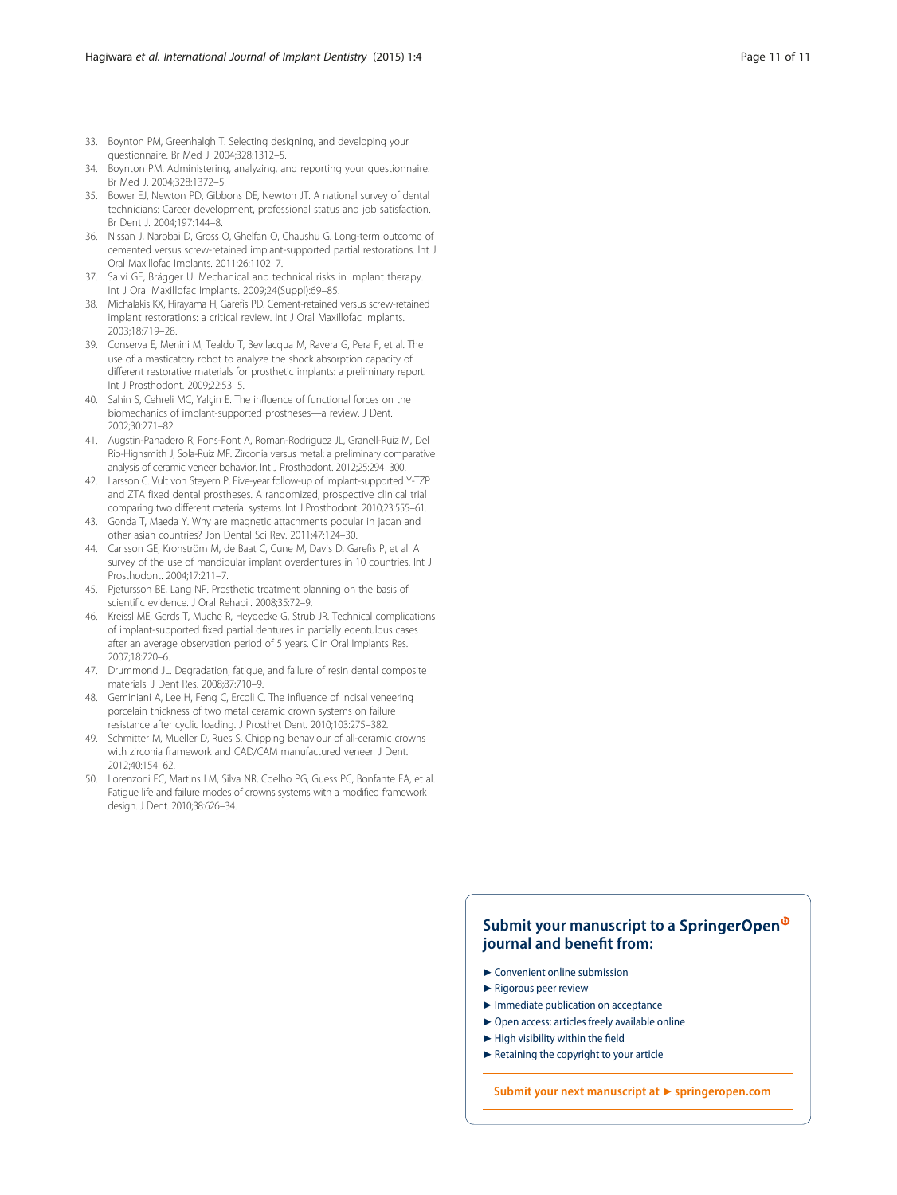33. Boynton PM, Greenhalgh T. Selecting designing, and developing your questionnaire. Br Med J. 2004;328:1312–5.
34. Boynton PM. Administering, analyzing, and reporting your questionnaire. Br Med J. 2004;328:1372–5.
35. Bower EJ, Newton PD, Gibbons DE, Newton JT. A national survey of dental technicians: Career development, professional status and job satisfaction. Br Dent J. 2004;197:144–8.
36. Nissan J, Narobai D, Gross O, Ghelfan O, Chaushu G. Long-term outcome of cemented versus screw-retained implant-supported partial restorations. Int J Oral Maxillofac Implants. 2011;26:1102–7.
37. Salvi GE, Brägger U. Mechanical and technical risks in implant therapy. Int J Oral Maxillofac Implants. 2009;24(Suppl):69–85.
38. Michalakis KX, Hirayama H, Garefis PD. Cement-retained versus screw-retained implant restorations: a critical review. Int J Oral Maxillofac Implants. 2003;18:719–28.
39. Conserva E, Menini M, Tealdo T, Bevilacqua M, Ravera G, Pera F, et al. The use of a masticatory robot to analyze the shock absorption capacity of different restorative materials for prosthetic implants: a preliminary report. Int J Prosthodont. 2009;22:53–5.
40. Sahin S, Cehreli MC, Yalçin E. The influence of functional forces on the biomechanics of implant-supported prostheses—a review. J Dent. 2002;30:271–82.
41. Augstin-Panadero R, Fons-Font A, Roman-Rodriguez JL, Granell-Ruiz M, Del Rio-Highsmith J, Sola-Ruiz MF. Zirconia versus metal: a preliminary comparative analysis of ceramic veneer behavior. Int J Prosthodont. 2012;25:294–300.
42. Larsson C. Vult von Steyern P. Five-year follow-up of implant-supported Y-TZP and ZTA fixed dental prostheses. A randomized, prospective clinical trial comparing two different material systems. Int J Prosthodont. 2010;23:555–61.
43. Gonda T, Maeda Y. Why are magnetic attachments popular in japan and other asian countries? Jpn Dental Sci Rev. 2011;47:124–30.
44. Carlsson GE, Kronström M, de Baat C, Cune M, Davis D, Garefis P, et al. A survey of the use of mandibular implant overdentures in 10 countries. Int J Prosthodont. 2004;17:211–7.
45. Pjetursson BE, Lang NP. Prosthetic treatment planning on the basis of scientific evidence. J Oral Rehabil. 2008;35:72–9.
46. Kreissl ME, Gerds T, Muche R, Heydecke G, Strub JR. Technical complications of implant-supported fixed partial dentures in partially edentulous cases after an average observation period of 5 years. Clin Oral Implants Res. 2007;18:720–6.
47. Drummond JL. Degradation, fatigue, and failure of resin dental composite materials. J Dent Res. 2008;87:710–9.
48. Geminiani A, Lee H, Feng C, Ercoli C. The influence of incisal veneering porcelain thickness of two metal ceramic crown systems on failure resistance after cyclic loading. J Prosthet Dent. 2010;103:275–382.
49. Schmitter M, Mueller D, Rues S. Chipping behaviour of all-ceramic crowns with zirconia framework and CAD/CAM manufactured veneer. J Dent. 2012;40:154–62.
50. Lorenzoni FC, Martins LM, Silva NR, Coelho PG, Guess PC, Bonfante EA, et al. Fatigue life and failure modes of crowns systems with a modified framework design. J Dent. 2010;38:626–34.

**Submit your manuscript to a SpringerOpen journal and benefit from:**

- ► Convenient online submission
- ► Rigorous peer review
- ► Immediate publication on acceptance
- ► Open access: articles freely available online
- ► High visibility within the field
- ► Retaining the copyright to your article

**Submit your next manuscript at ► springeropen.com**